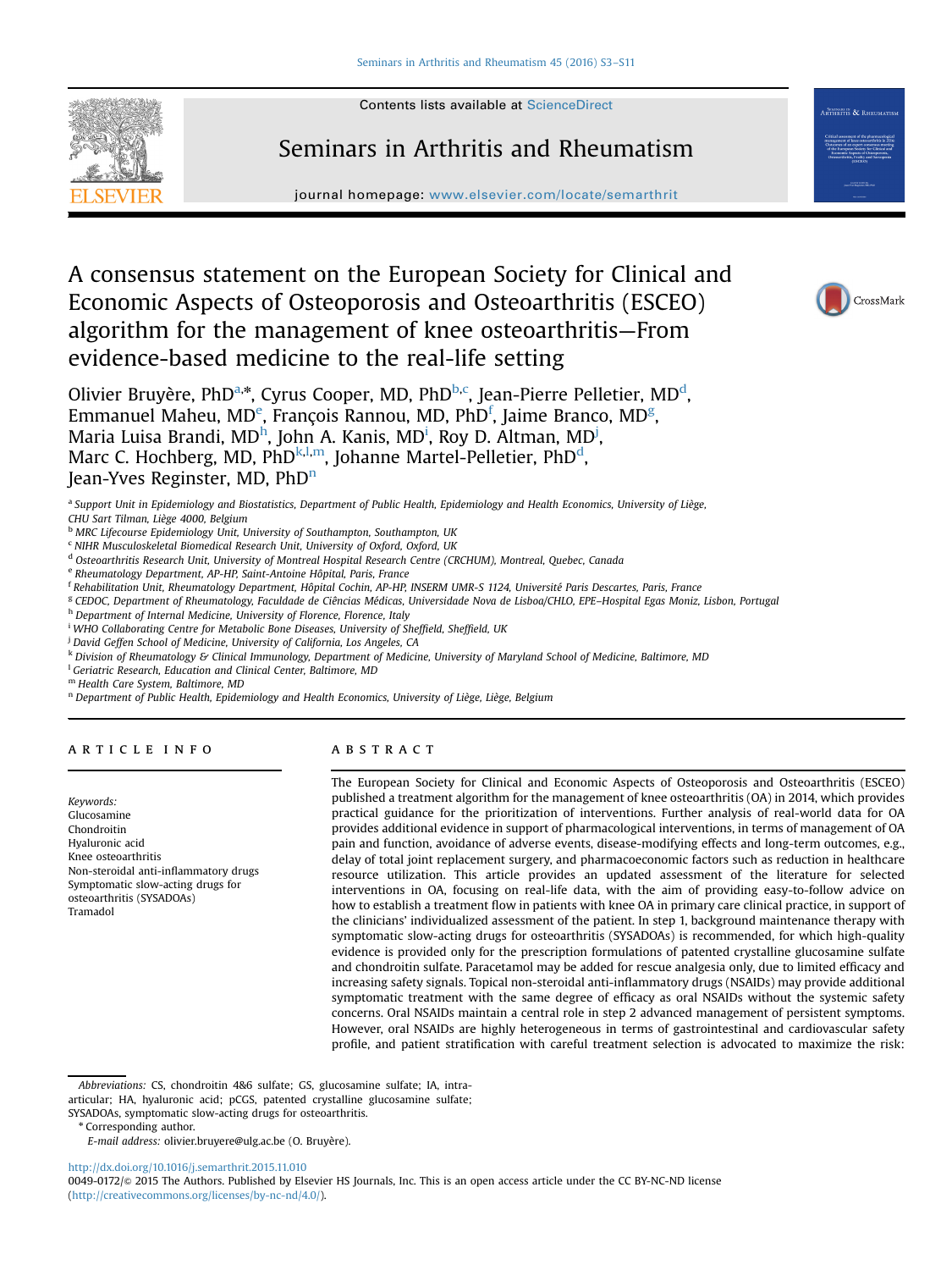# A consensus statement on the European Society for Clinical and Economic Aspects of Osteoporosis and Osteoarthritis (ESCEO) algorithm for the management of knee osteoarthritis—From evidence-based medicine to the real-life setting

Olivier Bruyère, PhD[a,*], Cyrus Cooper, MD, PhD[b,c], Jean-Pierre Pelletier, MD[d], Emmanuel Maheu, MD[e], François Rannou, MD, PhD[f], Jaime Branco, MD[g], Maria Luisa Brandi, MD[h], John A. Kanis, MD[i], Roy D. Altman, MD[j], Marc C. Hochberg, MD, PhD[k,l,m], Johanne Martel-Pelletier, PhD[d], Jean-Yves Reginster, MD, PhD[n]

[a] *Support Unit in Epidemiology and Biostatistics, Department of Public Health, Epidemiology and Health Economics, University of Liège, CHU Sart Tilman, Liège 4000, Belgium*
[b] *MRC Lifecourse Epidemiology Unit, University of Southampton, Southampton, UK*
[c] *NIHR Musculoskeletal Biomedical Research Unit, University of Oxford, Oxford, UK*
[d] *Osteoarthritis Research Unit, University of Montreal Hospital Research Centre (CRCHUM), Montreal, Quebec, Canada*
[e] *Rheumatology Department, AP-HP, Saint-Antoine Hôpital, Paris, France*
[f] *Rehabilitation Unit, Rheumatology Department, Hôpital Cochin, AP-HP, INSERM UMR-S 1124, Université Paris Descartes, Paris, France*
[g] *CEDOC, Department of Rheumatology, Faculdade de Ciências Médicas, Universidade Nova de Lisboa/CHLO, EPE–Hospital Egas Moniz, Lisbon, Portugal*
[h] *Department of Internal Medicine, University of Florence, Florence, Italy*
[i] *WHO Collaborating Centre for Metabolic Bone Diseases, University of Sheffield, Sheffield, UK*
[j] *David Geffen School of Medicine, University of California, Los Angeles, CA*
[k] *Division of Rheumatology & Clinical Immunology, Department of Medicine, University of Maryland School of Medicine, Baltimore, MD*
[l] *Geriatric Research, Education and Clinical Center, Baltimore, MD*
[m] *Health Care System, Baltimore, MD*
[n] *Department of Public Health, Epidemiology and Health Economics, University of Liège, Liège, Belgium*

## ARTICLE INFO

*Keywords:*
Glucosamine
Chondroitin
Hyaluronic acid
Knee osteoarthritis
Non-steroidal anti-inflammatory drugs
Symptomatic slow-acting drugs for osteoarthritis (SYSADOAs)
Tramadol

## ABSTRACT

The European Society for Clinical and Economic Aspects of Osteoporosis and Osteoarthritis (ESCEO) published a treatment algorithm for the management of knee osteoarthritis (OA) in 2014, which provides practical guidance for the prioritization of interventions. Further analysis of real-world data for OA provides additional evidence in support of pharmacological interventions, in terms of management of OA pain and function, avoidance of adverse events, disease-modifying effects and long-term outcomes, e.g., delay of total joint replacement surgery, and pharmacoeconomic factors such as reduction in healthcare resource utilization. This article provides an updated assessment of the literature for selected interventions in OA, focusing on real-life data, with the aim of providing easy-to-follow advice on how to establish a treatment flow in patients with knee OA in primary care clinical practice, in support of the clinicians' individualized assessment of the patient. In step 1, background maintenance therapy with symptomatic slow-acting drugs for osteoarthritis (SYSADOAs) is recommended, for which high-quality evidence is provided only for the prescription formulations of patented crystalline glucosamine sulfate and chondroitin sulfate. Paracetamol may be added for rescue analgesia only, due to limited efficacy and increasing safety signals. Topical non-steroidal anti-inflammatory drugs (NSAIDs) may provide additional symptomatic treatment with the same degree of efficacy as oral NSAIDs without the systemic safety concerns. Oral NSAIDs maintain a central role in step 2 advanced management of persistent symptoms. However, oral NSAIDs are highly heterogeneous in terms of gastrointestinal and cardiovascular safety profile, and patient stratification with careful treatment selection is advocated to maximize the risk:

*Abbreviations:* CS, chondroitin 4&6 sulfate; GS, glucosamine sulfate; IA, intra-articular; HA, hyaluronic acid; pCGS, patented crystalline glucosamine sulfate; SYSADOAs, symptomatic slow-acting drugs for osteoarthritis.

\* Corresponding author.
*E-mail address:* olivier.bruyere@ulg.ac.be (O. Bruyère).

http://dx.doi.org/10.1016/j.semarthrit.2015.11.010
0049-0172/© 2015 The Authors. Published by Elsevier HS Journals, Inc. This is an open access article under the CC BY-NC-ND license (http://creativecommons.org/licenses/by-nc-nd/4.0/).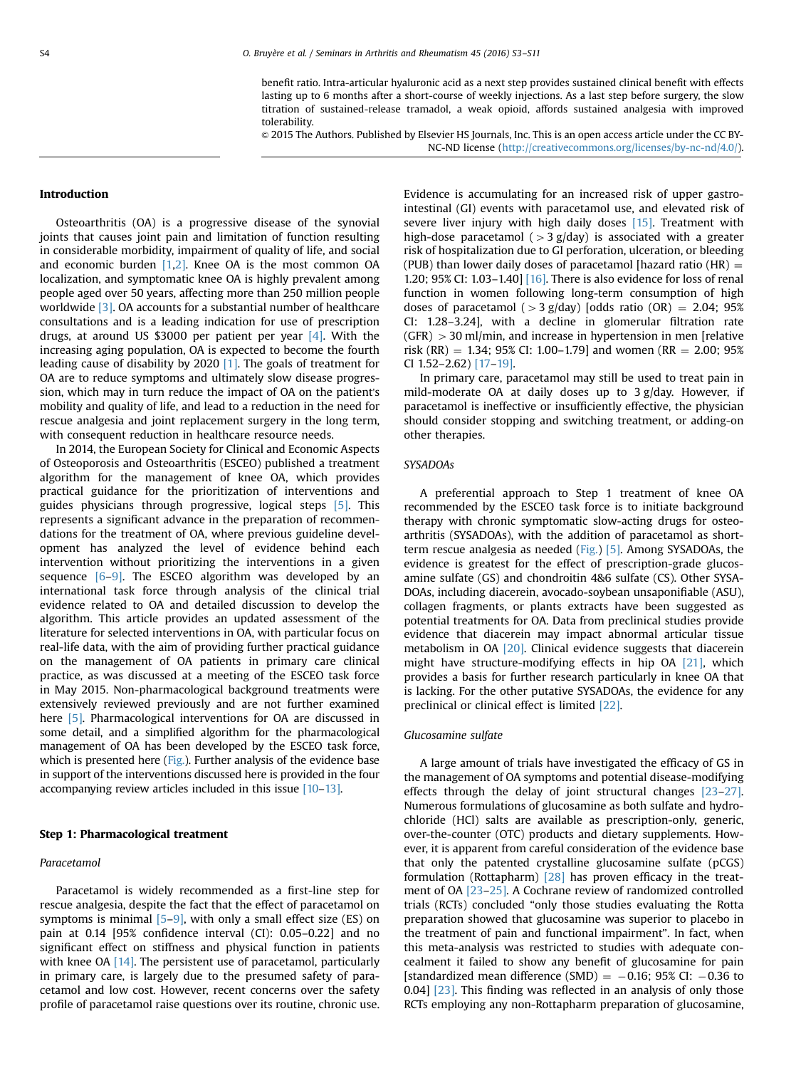benefit ratio. Intra-articular hyaluronic acid as a next step provides sustained clinical benefit with effects lasting up to 6 months after a short-course of weekly injections. As a last step before surgery, the slow titration of sustained-release tramadol, a weak opioid, affords sustained analgesia with improved tolerability.

© 2015 The Authors. Published by Elsevier HS Journals, Inc. This is an open access article under the CC BY-NC-ND license (http://creativecommons.org/licenses/by-nc-nd/4.0/).

## Introduction

Osteoarthritis (OA) is a progressive disease of the synovial joints that causes joint pain and limitation of function resulting in considerable morbidity, impairment of quality of life, and social and economic burden [1,2]. Knee OA is the most common OA localization, and symptomatic knee OA is highly prevalent among people aged over 50 years, affecting more than 250 million people worldwide [3]. OA accounts for a substantial number of healthcare consultations and is a leading indication for use of prescription drugs, at around US $3000 per patient per year [4]. With the increasing aging population, OA is expected to become the fourth leading cause of disability by 2020 [1]. The goals of treatment for OA are to reduce symptoms and ultimately slow disease progression, which may in turn reduce the impact of OA on the patient's mobility and quality of life, and lead to a reduction in the need for rescue analgesia and joint replacement surgery in the long term, with consequent reduction in healthcare resource needs.

In 2014, the European Society for Clinical and Economic Aspects of Osteoporosis and Osteoarthritis (ESCEO) published a treatment algorithm for the management of knee OA, which provides practical guidance for the prioritization of interventions and guides physicians through progressive, logical steps [5]. This represents a significant advance in the preparation of recommendations for the treatment of OA, where previous guideline development has analyzed the level of evidence behind each intervention without prioritizing the interventions in a given sequence [6–9]. The ESCEO algorithm was developed by an international task force through analysis of the clinical trial evidence related to OA and detailed discussion to develop the algorithm. This article provides an updated assessment of the literature for selected interventions in OA, with particular focus on real-life data, with the aim of providing further practical guidance on the management of OA patients in primary care clinical practice, as was discussed at a meeting of the ESCEO task force in May 2015. Non-pharmacological background treatments were extensively reviewed previously and are not further examined here [5]. Pharmacological interventions for OA are discussed in some detail, and a simplified algorithm for the pharmacological management of OA has been developed by the ESCEO task force, which is presented here (Fig.). Further analysis of the evidence base in support of the interventions discussed here is provided in the four accompanying review articles included in this issue [10–13].

## Step 1: Pharmacological treatment

### *Paracetamol*

Paracetamol is widely recommended as a first-line step for rescue analgesia, despite the fact that the effect of paracetamol on symptoms is minimal [5–9], with only a small effect size (ES) on pain at 0.14 [95% confidence interval (CI): 0.05–0.22] and no significant effect on stiffness and physical function in patients with knee OA [14]. The persistent use of paracetamol, particularly in primary care, is largely due to the presumed safety of paracetamol and low cost. However, recent concerns over the safety profile of paracetamol raise questions over its routine, chronic use. Evidence is accumulating for an increased risk of upper gastrointestinal (GI) events with paracetamol use, and elevated risk of severe liver injury with high daily doses [15]. Treatment with high-dose paracetamol ($>3$ g/day) is associated with a greater risk of hospitalization due to GI perforation, ulceration, or bleeding (PUB) than lower daily doses of paracetamol [hazard ratio (HR) = 1.20; 95% CI: 1.03–1.40] [16]. There is also evidence for loss of renal function in women following long-term consumption of high doses of paracetamol ($>3$ g/day) [odds ratio (OR) = 2.04; 95% CI: 1.28–3.24], with a decline in glomerular filtration rate (GFR) $>30$ ml/min, and increase in hypertension in men [relative risk (RR) = 1.34; 95% CI: 1.00–1.79] and women (RR = 2.00; 95% CI 1.52–2.62) [17–19].

In primary care, paracetamol may still be used to treat pain in mild-moderate OA at daily doses up to 3 g/day. However, if paracetamol is ineffective or insufficiently effective, the physician should consider stopping and switching treatment, or adding-on other therapies.

### *SYSADOAs*

A preferential approach to Step 1 treatment of knee OA recommended by the ESCEO task force is to initiate background therapy with chronic symptomatic slow-acting drugs for osteoarthritis (SYSADOAs), with the addition of paracetamol as short-term rescue analgesia as needed (Fig.) [5]. Among SYSADOAs, the evidence is greatest for the effect of prescription-grade glucosamine sulfate (GS) and chondroitin 4&6 sulfate (CS). Other SYSADOAs, including diacerein, avocado-soybean unsaponifiable (ASU), collagen fragments, or plants extracts have been suggested as potential treatments for OA. Data from preclinical studies provide evidence that diacerein may impact abnormal articular tissue metabolism in OA [20]. Clinical evidence suggests that diacerein might have structure-modifying effects in hip OA [21], which provides a basis for further research particularly in knee OA that is lacking. For the other putative SYSADOAs, the evidence for any preclinical or clinical effect is limited [22].

### *Glucosamine sulfate*

A large amount of trials have investigated the efficacy of GS in the management of OA symptoms and potential disease-modifying effects through the delay of joint structural changes [23–27]. Numerous formulations of glucosamine as both sulfate and hydrochloride (HCl) salts are available as prescription-only, generic, over-the-counter (OTC) products and dietary supplements. However, it is apparent from careful consideration of the evidence base that only the patented crystalline glucosamine sulfate (pCGS) formulation (Rottapharm) [28] has proven efficacy in the treatment of OA [23–25]. A Cochrane review of randomized controlled trials (RCTs) concluded "only those studies evaluating the Rotta preparation showed that glucosamine was superior to placebo in the treatment of pain and functional impairment". In fact, when this meta-analysis was restricted to studies with adequate concealment it failed to show any benefit of glucosamine for pain [standardized mean difference (SMD) = −0.16; 95% CI: −0.36 to 0.04] [23]. This finding was reflected in an analysis of only those RCTs employing any non-Rottapharm preparation of glucosamine,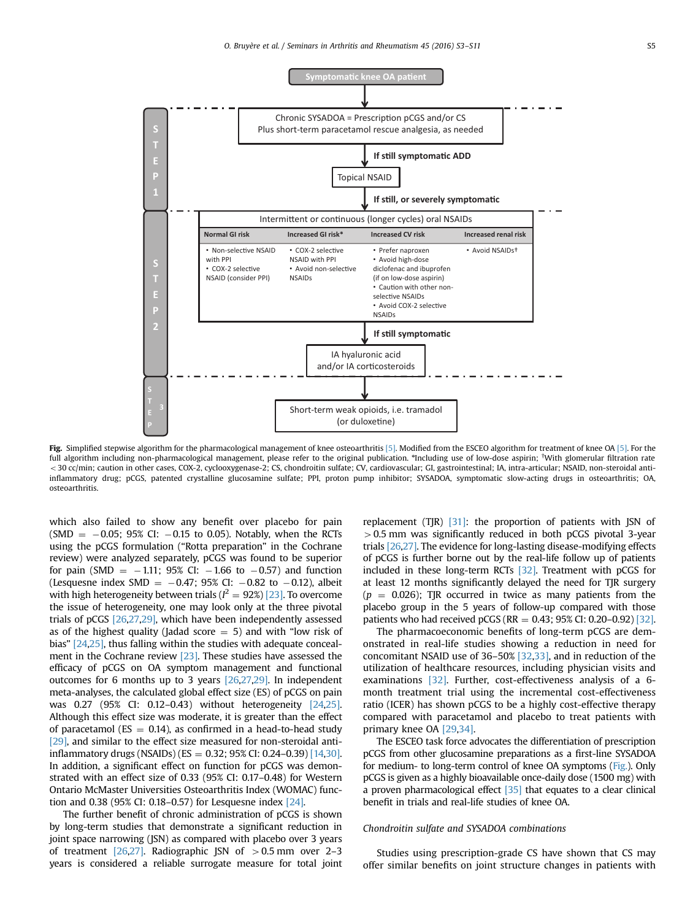**Symptomatic knee OA patient**

**STEP 1**

Chronic SYSADOA = Prescription pCGS and/or CS
Plus short-term paracetamol rescue analgesia, as needed

**If still symptomatic ADD**

Topical NSAID

**If still, or severely symptomatic**

**STEP 2**

Intermittent or continuous (longer cycles) oral NSAIDs

| Normal GI risk | Increased GI risk* | Increased CV risk | Increased renal risk |
|---|---|---|---|
| • Non-selective NSAID with PPI<br>• COX-2 selective NSAID (consider PPI) | • COX-2 selective NSAID with PPI<br>• Avoid non-selective NSAIDs | • Prefer naproxen<br>• Avoid high-dose diclofenac and ibuprofen (if on low-dose aspirin)<br>• Caution with other non-selective NSAIDs<br>• Avoid COX-2 selective NSAIDs | • Avoid NSAIDs† |

**If still symptomatic**

IA hyaluronic acid
and/or IA corticosteroids

**STEP 3**

Short-term weak opioids, i.e. tramadol
(or duloxetine)

**Fig.** Simplified stepwise algorithm for the pharmacological management of knee osteoarthritis [5]. Modified from the ESCEO algorithm for treatment of knee OA [5]. For the full algorithm including non-pharmacological management, please refer to the original publication. *Including use of low-dose aspirin; †With glomerular filtration rate < 30 cc/min; caution in other cases, COX-2, cyclooxygenase-2; CS, chondroitin sulfate; CV, cardiovascular; GI, gastrointestinal; IA, intra-articular; NSAID, non-steroidal anti-inflammatory drug; pCGS, patented crystalline glucosamine sulfate; PPI, proton pump inhibitor; SYSADOA, symptomatic slow-acting drugs in osteoarthritis; OA, osteoarthritis.

which also failed to show any benefit over placebo for pain (SMD = −0.05; 95% CI: −0.15 to 0.05). Notably, when the RCTs using the pCGS formulation ("Rotta preparation" in the Cochrane review) were analyzed separately, pCGS was found to be superior for pain (SMD = −1.11; 95% CI: −1.66 to −0.57) and function (Lesquesne index SMD = −0.47; 95% CI: −0.82 to −0.12), albeit with high heterogeneity between trials ($I^2$ = 92%) [23]. To overcome the issue of heterogeneity, one may look only at the three pivotal trials of pCGS [26,27,29], which have been independently assessed as of the highest quality (Jadad score = 5) and with "low risk of bias" [24,25], thus falling within the studies with adequate concealment in the Cochrane review [23]. These studies have assessed the efficacy of pCGS on OA symptom management and functional outcomes for 6 months up to 3 years [26,27,29]. In independent meta-analyses, the calculated global effect size (ES) of pCGS on pain was 0.27 (95% CI: 0.12–0.43) without heterogeneity [24,25]. Although this effect size was moderate, it is greater than the effect of paracetamol (ES = 0.14), as confirmed in a head-to-head study [29], and similar to the effect size measured for non-steroidal anti-inflammatory drugs (NSAIDs) (ES = 0.32; 95% CI: 0.24–0.39) [14,30]. In addition, a significant effect on function for pCGS was demonstrated with an effect size of 0.33 (95% CI: 0.17–0.48) for Western Ontario McMaster Universities Osteoarthritis Index (WOMAC) function and 0.38 (95% CI: 0.18–0.57) for Lesquesne index [24].

The further benefit of chronic administration of pCGS is shown by long-term studies that demonstrate a significant reduction in joint space narrowing (JSN) as compared with placebo over 3 years of treatment [26,27]. Radiographic JSN of > 0.5 mm over 2–3 years is considered a reliable surrogate measure for total joint replacement (TJR) [31]: the proportion of patients with JSN of > 0.5 mm was significantly reduced in both pCGS pivotal 3-year trials [26,27]. The evidence for long-lasting disease-modifying effects of pCGS is further borne out by the real-life follow up of patients included in these long-term RCTs [32]. Treatment with pCGS for at least 12 months significantly delayed the need for TJR surgery ($p$ = 0.026); TJR occurred in twice as many patients from the placebo group in the 5 years of follow-up compared with those patients who had received pCGS (RR = 0.43; 95% CI: 0.20–0.92) [32].

The pharmacoeconomic benefits of long-term pCGS are demonstrated in real-life studies showing a reduction in need for concomitant NSAID use of 36–50% [32,33], and in reduction of the utilization of healthcare resources, including physician visits and examinations [32]. Further, cost-effectiveness analysis of a 6-month treatment trial using the incremental cost-effectiveness ratio (ICER) has shown pCGS to be a highly cost-effective therapy compared with paracetamol and placebo to treat patients with primary knee OA [29,34].

The ESCEO task force advocates the differentiation of prescription pCGS from other glucosamine preparations as a first-line SYSADOA for medium- to long-term control of knee OA symptoms (Fig.). Only pCGS is given as a highly bioavailable once-daily dose (1500 mg) with a proven pharmacological effect [35] that equates to a clear clinical benefit in trials and real-life studies of knee OA.

### *Chondroitin sulfate and SYSADOA combinations*

Studies using prescription-grade CS have shown that CS may offer similar benefits on joint structure changes in patients with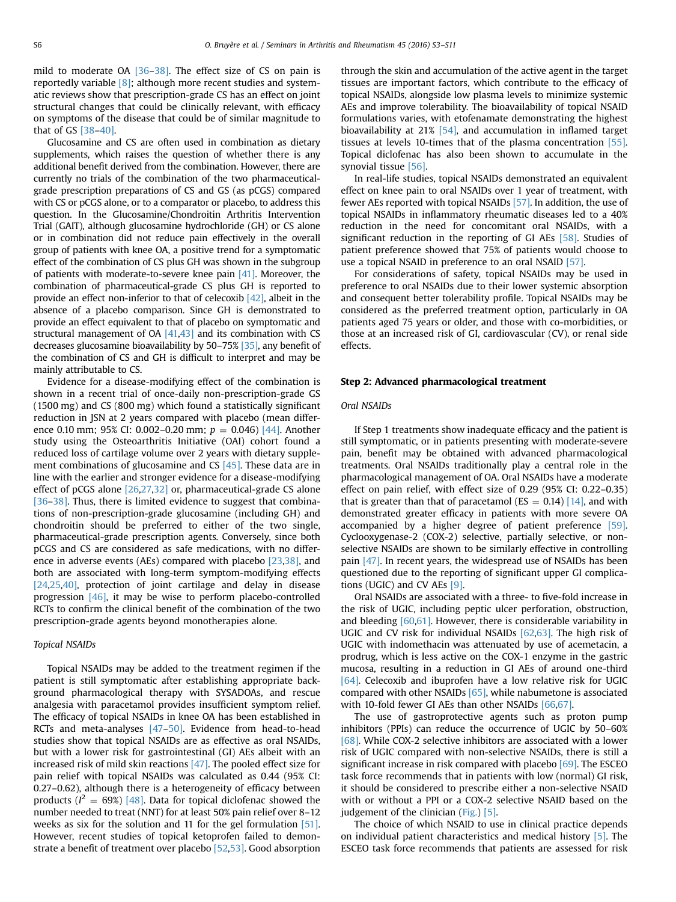mild to moderate OA [36–38]. The effect size of CS on pain is reportedly variable [8]; although more recent studies and systematic reviews show that prescription-grade CS has an effect on joint structural changes that could be clinically relevant, with efficacy on symptoms of the disease that could be of similar magnitude to that of GS [38–40].

Glucosamine and CS are often used in combination as dietary supplements, which raises the question of whether there is any additional benefit derived from the combination. However, there are currently no trials of the combination of the two pharmaceutical-grade prescription preparations of CS and GS (as pCGS) compared with CS or pCGS alone, or to a comparator or placebo, to address this question. In the Glucosamine/Chondroitin Arthritis Intervention Trial (GAIT), although glucosamine hydrochloride (GH) or CS alone or in combination did not reduce pain effectively in the overall group of patients with knee OA, a positive trend for a symptomatic effect of the combination of CS plus GH was shown in the subgroup of patients with moderate-to-severe knee pain [41]. Moreover, the combination of pharmaceutical-grade CS plus GH is reported to provide an effect non-inferior to that of celecoxib [42], albeit in the absence of a placebo comparison. Since GH is demonstrated to provide an effect equivalent to that of placebo on symptomatic and structural management of OA [41,43] and its combination with CS decreases glucosamine bioavailability by 50–75% [35], any benefit of the combination of CS and GH is difficult to interpret and may be mainly attributable to CS.

Evidence for a disease-modifying effect of the combination is shown in a recent trial of once-daily non-prescription-grade GS (1500 mg) and CS (800 mg) which found a statistically significant reduction in JSN at 2 years compared with placebo (mean difference 0.10 mm; 95% CI: 0.002–0.20 mm; $p = 0.046$) [44]. Another study using the Osteoarthritis Initiative (OAI) cohort found a reduced loss of cartilage volume over 2 years with dietary supplement combinations of glucosamine and CS [45]. These data are in line with the earlier and stronger evidence for a disease-modifying effect of pCGS alone [26,27,32] or, pharmaceutical-grade CS alone [36–38]. Thus, there is limited evidence to suggest that combinations of non-prescription-grade glucosamine (including GH) and chondroitin should be preferred to either of the two single, pharmaceutical-grade prescription agents. Conversely, since both pCGS and CS are considered as safe medications, with no difference in adverse events (AEs) compared with placebo [23,38], and both are associated with long-term symptom-modifying effects [24,25,40], protection of joint cartilage and delay in disease progression [46], it may be wise to perform placebo-controlled RCTs to confirm the clinical benefit of the combination of the two prescription-grade agents beyond monotherapies alone.

*Topical NSAIDs*

Topical NSAIDs may be added to the treatment regimen if the patient is still symptomatic after establishing appropriate background pharmacological therapy with SYSADOAs, and rescue analgesia with paracetamol provides insufficient symptom relief. The efficacy of topical NSAIDs in knee OA has been established in RCTs and meta-analyses [47–50]. Evidence from head-to-head studies show that topical NSAIDs are as effective as oral NSAIDs, but with a lower risk for gastrointestinal (GI) AEs albeit with an increased risk of mild skin reactions [47]. The pooled effect size for pain relief with topical NSAIDs was calculated as 0.44 (95% CI: 0.27–0.62), although there is a heterogeneity of efficacy between products ($I^2 = 69\%$) [48]. Data for topical diclofenac showed the number needed to treat (NNT) for at least 50% pain relief over 8–12 weeks as six for the solution and 11 for the gel formulation [51]. However, recent studies of topical ketoprofen failed to demonstrate a benefit of treatment over placebo [52,53]. Good absorption through the skin and accumulation of the active agent in the target tissues are important factors, which contribute to the efficacy of topical NSAIDs, alongside low plasma levels to minimize systemic AEs and improve tolerability. The bioavailability of topical NSAID formulations varies, with etofenamate demonstrating the highest bioavailability at 21% [54], and accumulation in inflamed target tissues at levels 10-times that of the plasma concentration [55]. Topical diclofenac has also been shown to accumulate in the synovial tissue [56].

In real-life studies, topical NSAIDs demonstrated an equivalent effect on knee pain to oral NSAIDs over 1 year of treatment, with fewer AEs reported with topical NSAIDs [57]. In addition, the use of topical NSAIDs in inflammatory rheumatic diseases led to a 40% reduction in the need for concomitant oral NSAIDs, with a significant reduction in the reporting of GI AEs [58]. Studies of patient preference showed that 75% of patients would choose to use a topical NSAID in preference to an oral NSAID [57].

For considerations of safety, topical NSAIDs may be used in preference to oral NSAIDs due to their lower systemic absorption and consequent better tolerability profile. Topical NSAIDs may be considered as the preferred treatment option, particularly in OA patients aged 75 years or older, and those with co-morbidities, or those at an increased risk of GI, cardiovascular (CV), or renal side effects.

### Step 2: Advanced pharmacological treatment

*Oral NSAIDs*

If Step 1 treatments show inadequate efficacy and the patient is still symptomatic, or in patients presenting with moderate-severe pain, benefit may be obtained with advanced pharmacological treatments. Oral NSAIDs traditionally play a central role in the pharmacological management of OA. Oral NSAIDs have a moderate effect on pain relief, with effect size of 0.29 (95% CI: 0.22–0.35) that is greater than that of paracetamol (ES = 0.14) [14], and with demonstrated greater efficacy in patients with more severe OA accompanied by a higher degree of patient preference [59]. Cyclooxygenase-2 (COX-2) selective, partially selective, or non-selective NSAIDs are shown to be similarly effective in controlling pain [47]. In recent years, the widespread use of NSAIDs has been questioned due to the reporting of significant upper GI complications (UGIC) and CV AEs [9].

Oral NSAIDs are associated with a three- to five-fold increase in the risk of UGIC, including peptic ulcer perforation, obstruction, and bleeding [60,61]. However, there is considerable variability in UGIC and CV risk for individual NSAIDs [62,63]. The high risk of UGIC with indomethacin was attenuated by use of acemetacin, a prodrug, which is less active on the COX-1 enzyme in the gastric mucosa, resulting in a reduction in GI AEs of around one-third [64]. Celecoxib and ibuprofen have a low relative risk for UGIC compared with other NSAIDs [65], while nabumetone is associated with 10-fold fewer GI AEs than other NSAIDs [66,67].

The use of gastroprotective agents such as proton pump inhibitors (PPIs) can reduce the occurrence of UGIC by 50–60% [68]. While COX-2 selective inhibitors are associated with a lower risk of UGIC compared with non-selective NSAIDs, there is still a significant increase in risk compared with placebo [69]. The ESCEO task force recommends that in patients with low (normal) GI risk, it should be considered to prescribe either a non-selective NSAID with or without a PPI or a COX-2 selective NSAID based on the judgement of the clinician (Fig.) [5].

The choice of which NSAID to use in clinical practice depends on individual patient characteristics and medical history [5]. The ESCEO task force recommends that patients are assessed for risk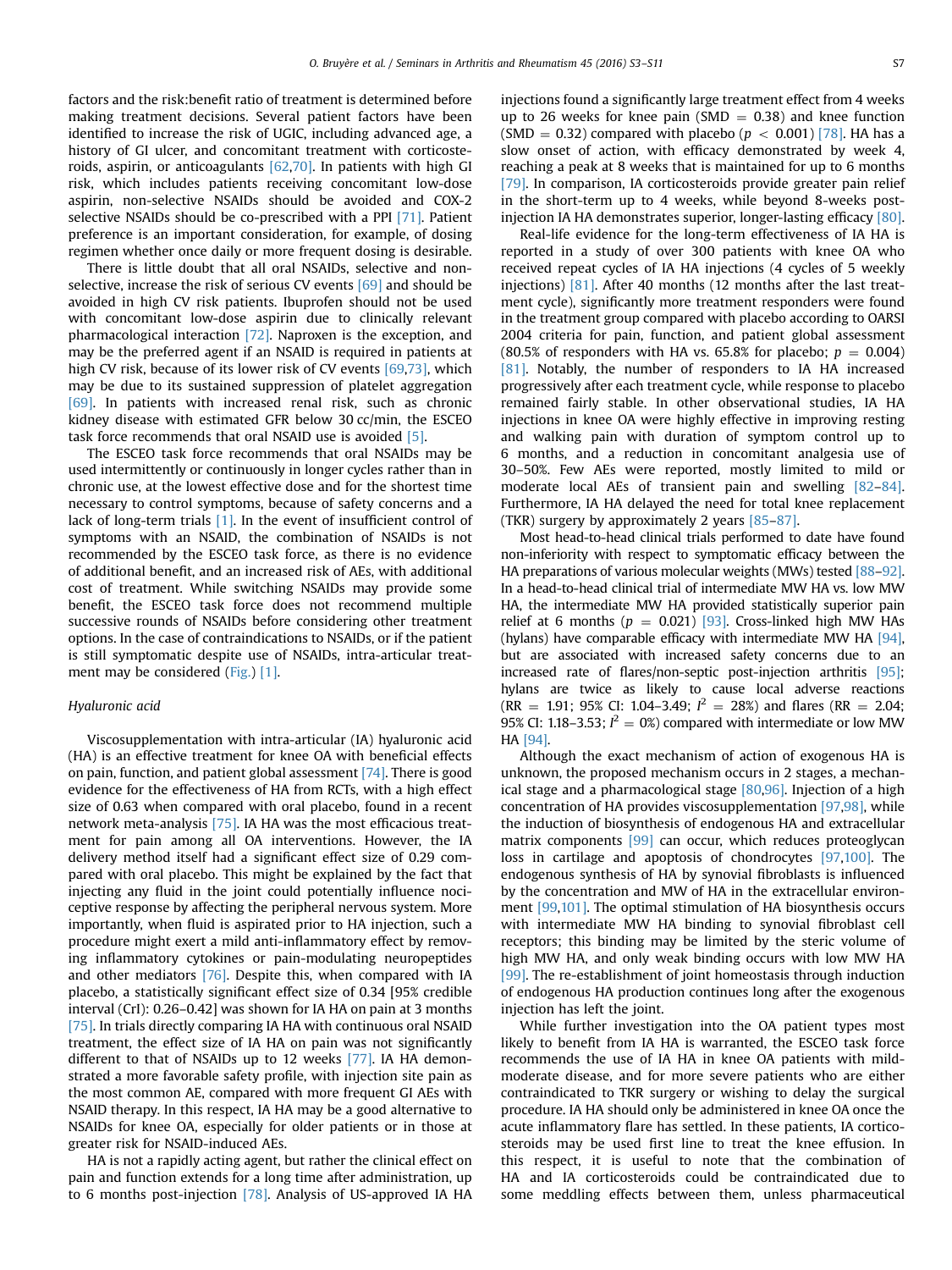factors and the risk:benefit ratio of treatment is determined before making treatment decisions. Several patient factors have been identified to increase the risk of UGIC, including advanced age, a history of GI ulcer, and concomitant treatment with corticosteroids, aspirin, or anticoagulants [62,70]. In patients with high GI risk, which includes patients receiving concomitant low-dose aspirin, non-selective NSAIDs should be avoided and COX-2 selective NSAIDs should be co-prescribed with a PPI [71]. Patient preference is an important consideration, for example, of dosing regimen whether once daily or more frequent dosing is desirable.

There is little doubt that all oral NSAIDs, selective and non-selective, increase the risk of serious CV events [69] and should be avoided in high CV risk patients. Ibuprofen should not be used with concomitant low-dose aspirin due to clinically relevant pharmacological interaction [72]. Naproxen is the exception, and may be the preferred agent if an NSAID is required in patients at high CV risk, because of its lower risk of CV events [69,73], which may be due to its sustained suppression of platelet aggregation [69]. In patients with increased renal risk, such as chronic kidney disease with estimated GFR below 30 cc/min, the ESCEO task force recommends that oral NSAID use is avoided [5].

The ESCEO task force recommends that oral NSAIDs may be used intermittently or continuously in longer cycles rather than in chronic use, at the lowest effective dose and for the shortest time necessary to control symptoms, because of safety concerns and a lack of long-term trials [1]. In the event of insufficient control of symptoms with an NSAID, the combination of NSAIDs is not recommended by the ESCEO task force, as there is no evidence of additional benefit, and an increased risk of AEs, with additional cost of treatment. While switching NSAIDs may provide some benefit, the ESCEO task force does not recommend multiple successive rounds of NSAIDs before considering other treatment options. In the case of contraindications to NSAIDs, or if the patient is still symptomatic despite use of NSAIDs, intra-articular treatment may be considered (Fig.) [1].

### Hyaluronic acid

Viscosupplementation with intra-articular (IA) hyaluronic acid (HA) is an effective treatment for knee OA with beneficial effects on pain, function, and patient global assessment [74]. There is good evidence for the effectiveness of HA from RCTs, with a high effect size of 0.63 when compared with oral placebo, found in a recent network meta-analysis [75]. IA HA was the most efficacious treatment for pain among all OA interventions. However, the IA delivery method itself had a significant effect size of 0.29 compared with oral placebo. This might be explained by the fact that injecting any fluid in the joint could potentially influence nociceptive response by affecting the peripheral nervous system. More importantly, when fluid is aspirated prior to HA injection, such a procedure might exert a mild anti-inflammatory effect by removing inflammatory cytokines or pain-modulating neuropeptides and other mediators [76]. Despite this, when compared with IA placebo, a statistically significant effect size of 0.34 [95% credible interval (CrI): 0.26–0.42] was shown for IA HA on pain at 3 months [75]. In trials directly comparing IA HA with continuous oral NSAID treatment, the effect size of IA HA on pain was not significantly different to that of NSAIDs up to 12 weeks [77]. IA HA demonstrated a more favorable safety profile, with injection site pain as the most common AE, compared with more frequent GI AEs with NSAID therapy. In this respect, IA HA may be a good alternative to NSAIDs for knee OA, especially for older patients or in those at greater risk for NSAID-induced AEs.

HA is not a rapidly acting agent, but rather the clinical effect on pain and function extends for a long time after administration, up to 6 months post-injection [78]. Analysis of US-approved IA HA injections found a significantly large treatment effect from 4 weeks up to 26 weeks for knee pain (SMD = 0.38) and knee function (SMD = 0.32) compared with placebo ($p < 0.001$) [78]. HA has a slow onset of action, with efficacy demonstrated by week 4, reaching a peak at 8 weeks that is maintained for up to 6 months [79]. In comparison, IA corticosteroids provide greater pain relief in the short-term up to 4 weeks, while beyond 8-weeks post-injection IA HA demonstrates superior, longer-lasting efficacy [80].

Real-life evidence for the long-term effectiveness of IA HA is reported in a study of over 300 patients with knee OA who received repeat cycles of IA HA injections (4 cycles of 5 weekly injections) [81]. After 40 months (12 months after the last treatment cycle), significantly more treatment responders were found in the treatment group compared with placebo according to OARSI 2004 criteria for pain, function, and patient global assessment (80.5% of responders with HA vs. 65.8% for placebo; $p = 0.004$) [81]. Notably, the number of responders to IA HA increased progressively after each treatment cycle, while response to placebo remained fairly stable. In other observational studies, IA HA injections in knee OA were highly effective in improving resting and walking pain with duration of symptom control up to 6 months, and a reduction in concomitant analgesia use of 30–50%. Few AEs were reported, mostly limited to mild or moderate local AEs of transient pain and swelling [82–84]. Furthermore, IA HA delayed the need for total knee replacement (TKR) surgery by approximately 2 years [85–87].

Most head-to-head clinical trials performed to date have found non-inferiority with respect to symptomatic efficacy between the HA preparations of various molecular weights (MWs) tested [88–92]. In a head-to-head clinical trial of intermediate MW HA vs. low MW HA, the intermediate MW HA provided statistically superior pain relief at 6 months ($p = 0.021$) [93]. Cross-linked high MW HAs (hylans) have comparable efficacy with intermediate MW HA [94], but are associated with increased safety concerns due to an increased rate of flares/non-septic post-injection arthritis [95]; hylans are twice as likely to cause local adverse reactions (RR = 1.91; 95% CI: 1.04–3.49; $I^2 = 28\%$) and flares (RR = 2.04; 95% CI: 1.18–3.53; $I^2 = 0\%$) compared with intermediate or low MW HA [94].

Although the exact mechanism of action of exogenous HA is unknown, the proposed mechanism occurs in 2 stages, a mechanical stage and a pharmacological stage [80,96]. Injection of a high concentration of HA provides viscosupplementation [97,98], while the induction of biosynthesis of endogenous HA and extracellular matrix components [99] can occur, which reduces proteoglycan loss in cartilage and apoptosis of chondrocytes [97,100]. The endogenous synthesis of HA by synovial fibroblasts is influenced by the concentration and MW of HA in the extracellular environment [99,101]. The optimal stimulation of HA biosynthesis occurs with intermediate MW HA binding to synovial fibroblast cell receptors; this binding may be limited by the steric volume of high MW HA, and only weak binding occurs with low MW HA [99]. The re-establishment of joint homeostasis through induction of endogenous HA production continues long after the exogenous injection has left the joint.

While further investigation into the OA patient types most likely to benefit from IA HA is warranted, the ESCEO task force recommends the use of IA HA in knee OA patients with mild-moderate disease, and for more severe patients who are either contraindicated to TKR surgery or wishing to delay the surgical procedure. IA HA should only be administered in knee OA once the acute inflammatory flare has settled. In these patients, IA corticosteroids may be used first line to treat the knee effusion. In this respect, it is useful to note that the combination of HA and IA corticosteroids could be contraindicated due to some meddling effects between them, unless pharmaceutical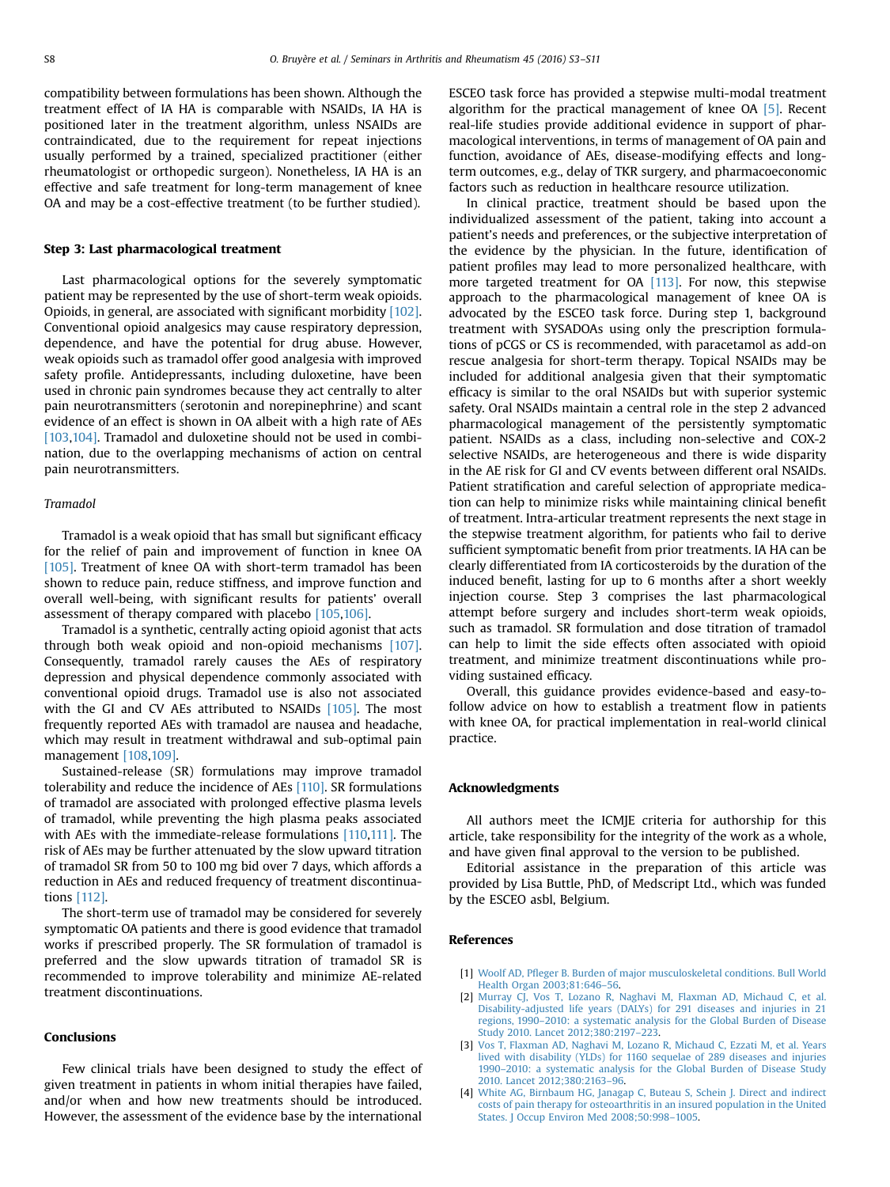compatibility between formulations has been shown. Although the treatment effect of IA HA is comparable with NSAIDs, IA HA is positioned later in the treatment algorithm, unless NSAIDs are contraindicated, due to the requirement for repeat injections usually performed by a trained, specialized practitioner (either rheumatologist or orthopedic surgeon). Nonetheless, IA HA is an effective and safe treatment for long-term management of knee OA and may be a cost-effective treatment (to be further studied).

## Step 3: Last pharmacological treatment

Last pharmacological options for the severely symptomatic patient may be represented by the use of short-term weak opioids. Opioids, in general, are associated with significant morbidity [102]. Conventional opioid analgesics may cause respiratory depression, dependence, and have the potential for drug abuse. However, weak opioids such as tramadol offer good analgesia with improved safety profile. Antidepressants, including duloxetine, have been used in chronic pain syndromes because they act centrally to alter pain neurotransmitters (serotonin and norepinephrine) and scant evidence of an effect is shown in OA albeit with a high rate of AEs [103,104]. Tramadol and duloxetine should not be used in combination, due to the overlapping mechanisms of action on central pain neurotransmitters.

### *Tramadol*

Tramadol is a weak opioid that has small but significant efficacy for the relief of pain and improvement of function in knee OA [105]. Treatment of knee OA with short-term tramadol has been shown to reduce pain, reduce stiffness, and improve function and overall well-being, with significant results for patients' overall assessment of therapy compared with placebo [105,106].

Tramadol is a synthetic, centrally acting opioid agonist that acts through both weak opioid and non-opioid mechanisms [107]. Consequently, tramadol rarely causes the AEs of respiratory depression and physical dependence commonly associated with conventional opioid drugs. Tramadol use is also not associated with the GI and CV AEs attributed to NSAIDs [105]. The most frequently reported AEs with tramadol are nausea and headache, which may result in treatment withdrawal and sub-optimal pain management [108,109].

Sustained-release (SR) formulations may improve tramadol tolerability and reduce the incidence of AEs [110]. SR formulations of tramadol are associated with prolonged effective plasma levels of tramadol, while preventing the high plasma peaks associated with AEs with the immediate-release formulations [110,111]. The risk of AEs may be further attenuated by the slow upward titration of tramadol SR from 50 to 100 mg bid over 7 days, which affords a reduction in AEs and reduced frequency of treatment discontinuations [112].

The short-term use of tramadol may be considered for severely symptomatic OA patients and there is good evidence that tramadol works if prescribed properly. The SR formulation of tramadol is preferred and the slow upwards titration of tramadol SR is recommended to improve tolerability and minimize AE-related treatment discontinuations.

## Conclusions

Few clinical trials have been designed to study the effect of given treatment in patients in whom initial therapies have failed, and/or when and how new treatments should be introduced. However, the assessment of the evidence base by the international ESCEO task force has provided a stepwise multi-modal treatment algorithm for the practical management of knee OA [5]. Recent real-life studies provide additional evidence in support of pharmacological interventions, in terms of management of OA pain and function, avoidance of AEs, disease-modifying effects and long-term outcomes, e.g., delay of TKR surgery, and pharmacoeconomic factors such as reduction in healthcare resource utilization.

In clinical practice, treatment should be based upon the individualized assessment of the patient, taking into account a patient's needs and preferences, or the subjective interpretation of the evidence by the physician. In the future, identification of patient profiles may lead to more personalized healthcare, with more targeted treatment for OA [113]. For now, this stepwise approach to the pharmacological management of knee OA is advocated by the ESCEO task force. During step 1, background treatment with SYSADOAs using only the prescription formulations of pCGS or CS is recommended, with paracetamol as add-on rescue analgesia for short-term therapy. Topical NSAIDs may be included for additional analgesia given that their symptomatic efficacy is similar to the oral NSAIDs but with superior systemic safety. Oral NSAIDs maintain a central role in the step 2 advanced pharmacological management of the persistently symptomatic patient. NSAIDs as a class, including non-selective and COX-2 selective NSAIDs, are heterogeneous and there is wide disparity in the AE risk for GI and CV events between different oral NSAIDs. Patient stratification and careful selection of appropriate medication can help to minimize risks while maintaining clinical benefit of treatment. Intra-articular treatment represents the next stage in the stepwise treatment algorithm, for patients who fail to derive sufficient symptomatic benefit from prior treatments. IA HA can be clearly differentiated from IA corticosteroids by the duration of the induced benefit, lasting for up to 6 months after a short weekly injection course. Step 3 comprises the last pharmacological attempt before surgery and includes short-term weak opioids, such as tramadol. SR formulation and dose titration of tramadol can help to limit the side effects often associated with opioid treatment, and minimize treatment discontinuations while providing sustained efficacy.

Overall, this guidance provides evidence-based and easy-to-follow advice on how to establish a treatment flow in patients with knee OA, for practical implementation in real-world clinical practice.

## Acknowledgments

All authors meet the ICMJE criteria for authorship for this article, take responsibility for the integrity of the work as a whole, and have given final approval to the version to be published.

Editorial assistance in the preparation of this article was provided by Lisa Buttle, PhD, of Medscript Ltd., which was funded by the ESCEO asbl, Belgium.

## References

[1] Woolf AD, Pfleger B. Burden of major musculoskeletal conditions. Bull World Health Organ 2003;81:646–56.

[2] Murray CJ, Vos T, Lozano R, Naghavi M, Flaxman AD, Michaud C, et al. Disability-adjusted life years (DALYs) for 291 diseases and injuries in 21 regions, 1990–2010: a systematic analysis for the Global Burden of Disease Study 2010. Lancet 2012;380:2197–223.

[3] Vos T, Flaxman AD, Naghavi M, Lozano R, Michaud C, Ezzati M, et al. Years lived with disability (YLDs) for 1160 sequelae of 289 diseases and injuries 1990–2010: a systematic analysis for the Global Burden of Disease Study 2010. Lancet 2012;380:2163–96.

[4] White AG, Birnbaum HG, Janagap C, Buteau S, Schein J. Direct and indirect costs of pain therapy for osteoarthritis in an insured population in the United States. J Occup Environ Med 2008;50:998–1005.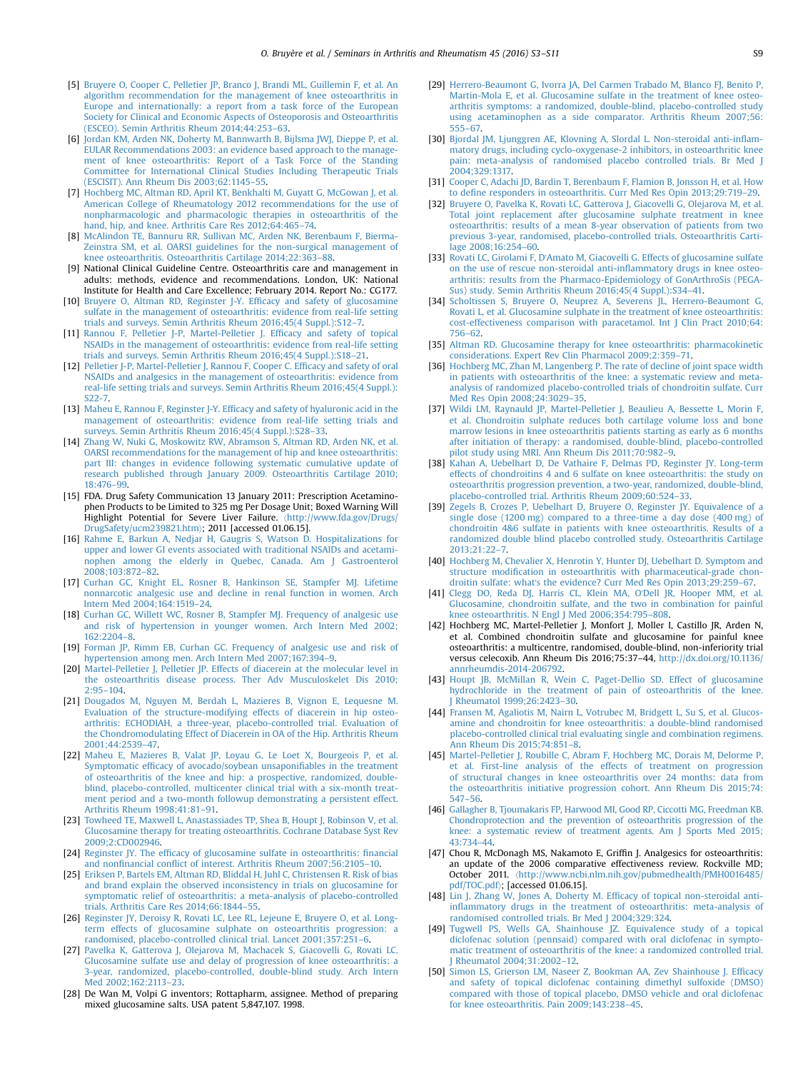[5] Bruyere O, Cooper C, Pelletier JP, Branco J, Brandi ML, Guillemin F, et al. An algorithm recommendation for the management of knee osteoarthritis in Europe and internationally: a report from a task force of the European Society for Clinical and Economic Aspects of Osteoporosis and Osteoarthritis (ESCEO). Semin Arthritis Rheum 2014;44:253–63.

[6] Jordan KM, Arden NK, Doherty M, Bannwarth B, Bijlsma JWJ, Dieppe P, et al. EULAR Recommendations 2003: an evidence based approach to the management of knee osteoarthritis: Report of a Task Force of the Standing Committee for International Clinical Studies Including Therapeutic Trials (ESCISIT). Ann Rheum Dis 2003;62:1145–55.

[7] Hochberg MC, Altman RD, April KT, Benkhalti M, Guyatt G, McGowan J, et al. American College of Rheumatology 2012 recommendations for the use of nonpharmacologic and pharmacologic therapies in osteoarthritis of the hand, hip, and knee. Arthritis Care Res 2012;64:465–74.

[8] McAlindon TE, Bannuru RR, Sullivan MC, Arden NK, Berenbaum F, Bierma-Zeinstra SM, et al. OARSI guidelines for the non-surgical management of knee osteoarthritis. Osteoarthritis Cartilage 2014;22:363–88.

[9] National Clinical Guideline Centre. Osteoarthritis care and management in adults: methods, evidence and recommendations. London, UK: National Institute for Health and Care Excellence; February 2014. Report No.: CG177.

[10] Bruyere O, Altman RD, Reginster J-Y. Efficacy and safety of glucosamine sulfate in the management of osteoarthritis: evidence from real-life setting trials and surveys. Semin Arthritis Rheum 2016;45(4 Suppl.):S12–7.

[11] Rannou F, Pelletier J-P, Martel-Pelletier J. Efficacy and safety of topical NSAIDs in the management of osteoarthritis: evidence from real-life setting trials and surveys. Semin Arthritis Rheum 2016;45(4 Suppl.):S18–21.

[12] Pelletier J-P, Martel-Pelletier J, Rannou F, Cooper C. Efficacy and safety of oral NSAIDs and analgesics in the management of osteoarthritis: evidence from real-life setting trials and surveys. Semin Arthritis Rheum 2016;45(4 Suppl.):S22-7.

[13] Maheu E, Rannou F, Reginster J-Y. Efficacy and safety of hyaluronic acid in the management of osteoarthritis: evidence from real-life setting trials and surveys. Semin Arthritis Rheum 2016;45(4 Suppl.):S28–33.

[14] Zhang W, Nuki G, Moskowitz RW, Abramson S, Altman RD, Arden NK, et al. OARSI recommendations for the management of hip and knee osteoarthritis: part III: changes in evidence following systematic cumulative update of research published through January 2009. Osteoarthritis Cartilage 2010;18:476–99.

[15] FDA. Drug Safety Communication 13 January 2011: Prescription Acetaminophen Products to be Limited to 325 mg Per Dosage Unit; Boxed Warning Will Highlight Potential for Severe Liver Failure. ⟨http://www.fda.gov/Drugs/DrugSafety/ucm239821.htm⟩; 2011 [accessed 01.06.15].

[16] Rahme E, Barkun A, Nedjar H, Gaugris S, Watson D. Hospitalizations for upper and lower GI events associated with traditional NSAIDs and acetaminophen among the elderly in Quebec, Canada. Am J Gastroenterol 2008;103:872–82.

[17] Curhan GC, Knight EL, Rosner B, Hankinson SE, Stampfer MJ. Lifetime nonnarcotic analgesic use and decline in renal function in women. Arch Intern Med 2004;164:1519–24.

[18] Curhan GC, Willett WC, Rosner B, Stampfer MJ. Frequency of analgesic use and risk of hypertension in younger women. Arch Intern Med 2002;162:2204–8.

[19] Forman JP, Rimm EB, Curhan GC. Frequency of analgesic use and risk of hypertension among men. Arch Intern Med 2007;167:394–9.

[20] Martel-Pelletier J, Pelletier JP. Effects of diacerein at the molecular level in the osteoarthritis disease process. Ther Adv Musculoskelet Dis 2010;2:95–104.

[21] Dougados M, Nguyen M, Berdah L, Mazieres B, Vignon E, Lequesne M. Evaluation of the structure-modifying effects of diacerein in hip osteoarthritis: ECHODIAH, a three-year, placebo-controlled trial. Evaluation of the Chondromodulating Effect of Diacerein in OA of the Hip. Arthritis Rheum 2001;44:2539–47.

[22] Maheu E, Mazieres B, Valat JP, Loyau G, Le Loet X, Bourgeois P, et al. Symptomatic efficacy of avocado/soybean unsaponifiables in the treatment of osteoarthritis of the knee and hip: a prospective, randomized, double-blind, placebo-controlled, multicenter clinical trial with a six-month treatment period and a two-month followup demonstrating a persistent effect. Arthritis Rheum 1998;41:81–91.

[23] Towheed TE, Maxwell L, Anastassiades TP, Shea B, Houpt J, Robinson V, et al. Glucosamine therapy for treating osteoarthritis. Cochrane Database Syst Rev 2009;2:CD002946.

[24] Reginster JY. The efficacy of glucosamine sulfate in osteoarthritis: financial and nonfinancial conflict of interest. Arthritis Rheum 2007;56:2105–10.

[25] Eriksen P, Bartels EM, Altman RD, Bliddal H, Juhl C, Christensen R. Risk of bias and brand explain the observed inconsistency in trials on glucosamine for symptomatic relief of osteoarthritis: a meta-analysis of placebo-controlled trials. Arthritis Care Res 2014;66:1844–55.

[26] Reginster JY, Deroisy R, Rovati LC, Lee RL, Lejeune E, Bruyere O, et al. Long-term effects of glucosamine sulphate on osteoarthritis progression: a randomised, placebo-controlled clinical trial. Lancet 2001;357:251–6.

[27] Pavelka K, Gatterova J, Olejarova M, Machacek S, Giacovelli G, Rovati LC. Glucosamine sulfate use and delay of progression of knee osteoarthritis: a 3-year, randomized, placebo-controlled, double-blind study. Arch Intern Med 2002;162:2113–23.

[28] De Wan M, Volpi G inventors; Rottapharm, assignee. Method of preparing mixed glucosamine salts. USA patent 5,847,107. 1998.

[29] Herrero-Beaumont G, Ivorra JA, Del Carmen Trabado M, Blanco FJ, Benito P, Martin-Mola E, et al. Glucosamine sulfate in the treatment of knee osteoarthritis symptoms: a randomized, double-blind, placebo-controlled study using acetaminophen as a side comparator. Arthritis Rheum 2007;56:555–67.

[30] Bjordal JM, Ljunggren AE, Klovning A, Slordal L. Non-steroidal anti-inflammatory drugs, including cyclo-oxygenase-2 inhibitors, in osteoarthritic knee pain: meta-analysis of randomised placebo controlled trials. Br Med J 2004;329:1317.

[31] Cooper C, Adachi JD, Bardin T, Berenbaum F, Flamion B, Jonsson H, et al. How to define responders in osteoarthritis. Curr Med Res Opin 2013;29:719–29.

[32] Bruyere O, Pavelka K, Rovati LC, Gatterova J, Giacovelli G, Olejarova M, et al. Total joint replacement after glucosamine sulphate treatment in knee osteoarthritis: results of a mean 8-year observation of patients from two previous 3-year, randomised, placebo-controlled trials. Osteoarthritis Cartilage 2008;16:254–60.

[33] Rovati LC, Girolami F, D'Amato M, Giacovelli G. Effects of glucosamine sulfate on the use of rescue non-steroidal anti-inflammatory drugs in knee osteoarthritis: results from the Pharmaco-Epidemiology of GonArthroSis (PEGASus) study. Semin Arthritis Rheum 2016;45(4 Suppl.):S34–41.

[34] Scholtissen S, Bruyere O, Neuprez A, Severens JL, Herrero-Beaumont G, Rovati L, et al. Glucosamine sulphate in the treatment of knee osteoarthritis: cost-effectiveness comparison with paracetamol. Int J Clin Pract 2010;64:756–62.

[35] Altman RD. Glucosamine therapy for knee osteoarthritis: pharmacokinetic considerations. Expert Rev Clin Pharmacol 2009;2:359–71.

[36] Hochberg MC, Zhan M, Langenberg P. The rate of decline of joint space width in patients with osteoarthritis of the knee: a systematic review and meta-analysis of randomized placebo-controlled trials of chondroitin sulfate. Curr Med Res Opin 2008;24:3029–35.

[37] Wildi LM, Raynauld JP, Martel-Pelletier J, Beaulieu A, Bessette L, Morin F, et al. Chondroitin sulphate reduces both cartilage volume loss and bone marrow lesions in knee osteoarthritis patients starting as early as 6 months after initiation of therapy: a randomised, double-blind, placebo-controlled pilot study using MRI. Ann Rheum Dis 2011;70:982–9.

[38] Kahan A, Uebelhart D, De Vathaire F, Delmas PD, Reginster JY. Long-term effects of chondroitins 4 and 6 sulfate on knee osteoarthritis: the study on osteoarthritis progression prevention, a two-year, randomized, double-blind, placebo-controlled trial. Arthritis Rheum 2009;60:524–33.

[39] Zegels B, Crozes P, Uebelhart D, Bruyere O, Reginster JY. Equivalence of a single dose (1200 mg) compared to a three-time a day dose (400 mg) of chondroitin 4&6 sulfate in patients with knee osteoarthritis. Results of a randomized double blind placebo controlled study. Osteoarthritis Cartilage 2013;21:22–7.

[40] Hochberg M, Chevalier X, Henrotin Y, Hunter DJ, Uebelhart D. Symptom and structure modification in osteoarthritis with pharmaceutical-grade chondroitin sulfate: what's the evidence? Curr Med Res Opin 2013;29:259–67.

[41] Clegg DO, Reda DJ, Harris CL, Klein MA, O'Dell JR, Hooper MM, et al. Glucosamine, chondroitin sulfate, and the two in combination for painful knee osteoarthritis. N Engl J Med 2006;354:795–808.

[42] Hochberg MC, Martel-Pelletier J, Monfort J, Moller I, Castillo JR, Arden N, et al. Combined chondroitin sulfate and glucosamine for painful knee osteoarthritis: a multicentre, randomised, double-blind, non-inferiority trial versus celecoxib. Ann Rheum Dis 2016;75:37–44, http://dx.doi.org/10.1136/annrheumdis-2014-206792.

[43] Houpt JB, McMillan R, Wein C, Paget-Dellio SD. Effect of glucosamine hydrochloride in the treatment of pain of osteoarthritis of the knee. J Rheumatol 1999;26:2423–30.

[44] Fransen M, Agaliotis M, Nairn L, Votrubec M, Bridgett L, Su S, et al. Glucosamine and chondroitin for knee osteoarthritis: a double-blind randomised placebo-controlled clinical trial evaluating single and combination regimens. Ann Rheum Dis 2015;74:851–8.

[45] Martel-Pelletier J, Roubille C, Abram F, Hochberg MC, Dorais M, Delorme P, et al. First-line analysis of the effects of treatment on progression of structural changes in knee osteoarthritis over 24 months: data from the osteoarthritis initiative progression cohort. Ann Rheum Dis 2015;74:547–56.

[46] Gallagher B, Tjoumakaris FP, Harwood MI, Good RP, Ciccotti MG, Freedman KB. Chondroprotection and the prevention of osteoarthritis progression of the knee: a systematic review of treatment agents. Am J Sports Med 2015;43:734–44.

[47] Chou R, McDonagh MS, Nakamoto E, Griffin J. Analgesics for osteoarthritis: an update of the 2006 comparative effectiveness review. Rockville MD; October 2011. ⟨http://www.ncbi.nlm.nih.gov/pubmedhealth/PMH0016485/pdf/TOC.pdf⟩; [accessed 01.06.15].

[48] Lin J, Zhang W, Jones A, Doherty M. Efficacy of topical non-steroidal anti-inflammatory drugs in the treatment of osteoarthritis: meta-analysis of randomised controlled trials. Br Med J 2004;329:324.

[49] Tugwell PS, Wells GA, Shainhouse JZ. Equivalence study of a topical diclofenac solution (pennsaid) compared with oral diclofenac in symptomatic treatment of osteoarthritis of the knee: a randomized controlled trial. J Rheumatol 2004;31:2002–12.

[50] Simon LS, Grierson LM, Naseer Z, Bookman AA, Zev Shainhouse J. Efficacy and safety of topical diclofenac containing dimethyl sulfoxide (DMSO) compared with those of topical placebo, DMSO vehicle and oral diclofenac for knee osteoarthritis. Pain 2009;143:238–45.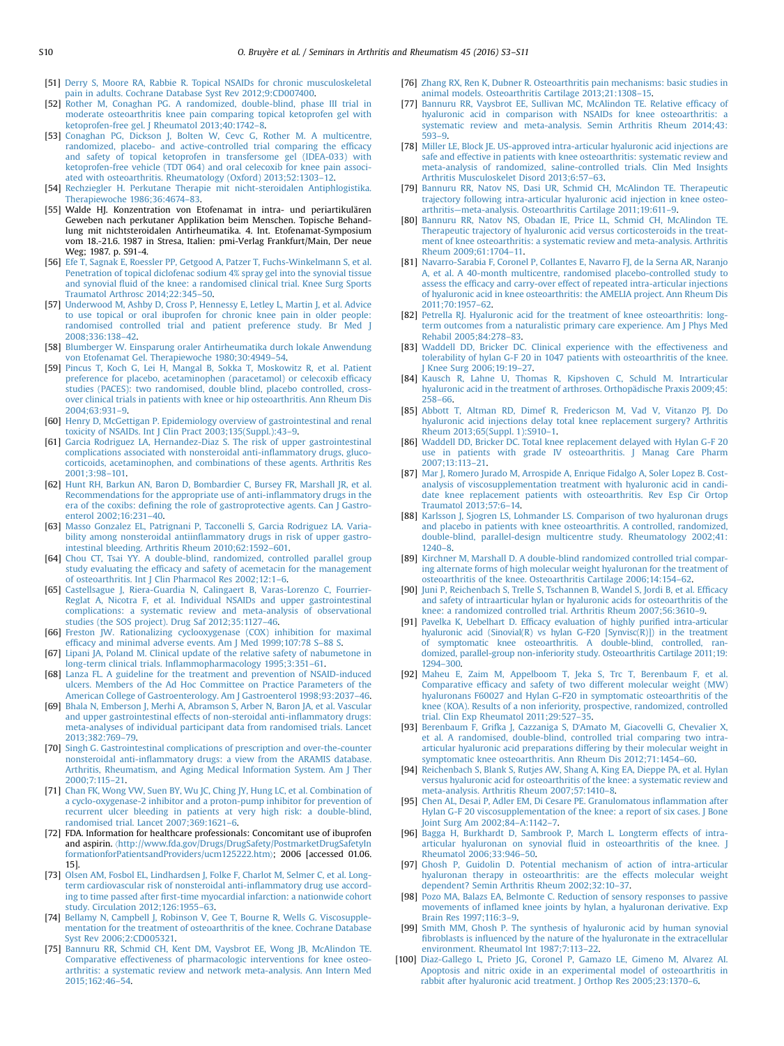[51] Derry S, Moore RA, Rabbie R. Topical NSAIDs for chronic musculoskeletal pain in adults. Cochrane Database Syst Rev 2012;9:CD007400.

[52] Rother M, Conaghan PG. A randomized, double-blind, phase III trial in moderate osteoarthritis knee pain comparing topical ketoprofen gel with ketoprofen-free gel. J Rheumatol 2013;40:1742–8.

[53] Conaghan PG, Dickson J, Bolten W, Cevc G, Rother M. A multicentre, randomized, placebo- and active-controlled trial comparing the efficacy and safety of topical ketoprofen in transfersome gel (IDEA-033) with ketoprofen-free vehicle (TDT 064) and oral celecoxib for knee pain associated with osteoarthritis. Rheumatology (Oxford) 2013;52:1303–12.

[54] Rechziegler H. Perkutane Therapie mit nicht-steroidalen Antiphlogistika. Therapiewoche 1986;36:4674–83.

[55] Walde HJ. Konzentration von Etofenamat in intra- und periartikulären Geweben nach perkutaner Applikation beim Menschen. Topische Behandlung mit nichtsteroidalen Antirheumatika. 4. Int. Etofenamat-Symposium vom 18.-21.6. 1987 in Stresa, Italien: pmi-Verlag Frankfurt/Main, Der neue Weg; 1987. p. S91-4.

[56] Efe T, Sagnak E, Roessler PP, Getgood A, Patzer T, Fuchs-Winkelmann S, et al. Penetration of topical diclofenac sodium 4% spray gel into the synovial tissue and synovial fluid of the knee: a randomised clinical trial. Knee Surg Sports Traumatol Arthrosc 2014;22:345–50.

[57] Underwood M, Ashby D, Cross P, Hennessy E, Letley L, Martin J, et al. Advice to use topical or oral ibuprofen for chronic knee pain in older people: randomised controlled trial and patient preference study. Br Med J 2008;336:138–42.

[58] Blumberger W. Einsparung oraler Antirheumatika durch lokale Anwendung von Etofenamat Gel. Therapiewoche 1980;30:4949–54.

[59] Pincus T, Koch G, Lei H, Mangal B, Sokka T, Moskowitz R, et al. Patient preference for placebo, acetaminophen (paracetamol) or celecoxib efficacy studies (PACES): two randomised, double blind, placebo controlled, crossover clinical trials in patients with knee or hip osteoarthritis. Ann Rheum Dis 2004;63:931–9.

[60] Henry D, McGettigan P. Epidemiology overview of gastrointestinal and renal toxicity of NSAIDs. Int J Clin Pract 2003;135(Suppl.):43–9.

[61] Garcia Rodriguez LA, Hernandez-Diaz S. The risk of upper gastrointestinal complications associated with nonsteroidal anti-inflammatory drugs, glucocorticoids, acetaminophen, and combinations of these agents. Arthritis Res 2001;3:98–101.

[62] Hunt RH, Barkun AN, Baron D, Bombardier C, Bursey FR, Marshall JR, et al. Recommendations for the appropriate use of anti-inflammatory drugs in the era of the coxibs: defining the role of gastroprotective agents. Can J Gastroenterol 2002;16:231–40.

[63] Masso Gonzalez EL, Patrignani P, Tacconelli S, Garcia Rodriguez LA. Variability among nonsteroidal antiinflammatory drugs in risk of upper gastrointestinal bleeding. Arthritis Rheum 2010;62:1592–601.

[64] Chou CT, Tsai YY. A double-blind, randomized, controlled parallel group study evaluating the efficacy and safety of acemetacin for the management of osteoarthritis. Int J Clin Pharmacol Res 2002;12:1–6.

[65] Castellsague J, Riera-Guardia N, Calingaert B, Varas-Lorenzo C, Fourrier-Reglat A, Nicotra F, et al. Individual NSAIDs and upper gastrointestinal complications: a systematic review and meta-analysis of observational studies (the SOS project). Drug Saf 2012;35:1127–46.

[66] Freston JW. Rationalizing cyclooxygenase (COX) inhibition for maximal efficacy and minimal adverse events. Am J Med 1999;107:78 S–88 S.

[67] Lipani JA, Poland M. Clinical update of the relative safety of nabumetone in long-term clinical trials. Inflammopharmacology 1995;3:351–61.

[68] Lanza FL. A guideline for the treatment and prevention of NSAID-induced ulcers. Members of the Ad Hoc Committee on Practice Parameters of the American College of Gastroenterology. Am J Gastroenterol 1998;93:2037–46.

[69] Bhala N, Emberson J, Merhi A, Abramson S, Arber N, Baron JA, et al. Vascular and upper gastrointestinal effects of non-steroidal anti-inflammatory drugs: meta-analyses of individual participant data from randomised trials. Lancet 2013;382:769–79.

[70] Singh G. Gastrointestinal complications of prescription and over-the-counter nonsteroidal anti-inflammatory drugs: a view from the ARAMIS database. Arthritis, Rheumatism, and Aging Medical Information System. Am J Ther 2000;7:115–21.

[71] Chan FK, Wong VW, Suen BY, Wu JC, Ching JY, Hung LC, et al. Combination of a cyclo-oxygenase-2 inhibitor and a proton-pump inhibitor for prevention of recurrent ulcer bleeding in patients at very high risk: a double-blind, randomised trial. Lancet 2007;369:1621–6.

[72] FDA. Information for healthcare professionals: Concomitant use of ibuprofen and aspirin. ⟨http://www.fda.gov/Drugs/DrugSafety/PostmarketDrugSafetyInformationforPatientsandProviders/ucm125222.htm⟩; 2006 [accessed 01.06.15].

[73] Olsen AM, Fosbol EL, Lindhardsen J, Folke F, Charlot M, Selmer C, et al. Long-term cardiovascular risk of nonsteroidal anti-inflammatory drug use according to time passed after first-time myocardial infarction: a nationwide cohort study. Circulation 2012;126:1955–63.

[74] Bellamy N, Campbell J, Robinson V, Gee T, Bourne R, Wells G. Viscosupplementation for the treatment of osteoarthritis of the knee. Cochrane Database Syst Rev 2006;2:CD005321.

[75] Bannuru RR, Schmid CH, Kent DM, Vaysbrot EE, Wong JB, McAlindon TE. Comparative effectiveness of pharmacologic interventions for knee osteoarthritis: a systematic review and network meta-analysis. Ann Intern Med 2015;162:46–54.

[76] Zhang RX, Ren K, Dubner R. Osteoarthritis pain mechanisms: basic studies in animal models. Osteoarthritis Cartilage 2013;21:1308–15.

[77] Bannuru RR, Vaysbrot EE, Sullivan MC, McAlindon TE. Relative efficacy of hyaluronic acid in comparison with NSAIDs for knee osteoarthritis: a systematic review and meta-analysis. Semin Arthritis Rheum 2014;43:593–9.

[78] Miller LE, Block JE. US-approved intra-articular hyaluronic acid injections are safe and effective in patients with knee osteoarthritis: systematic review and meta-analysis of randomized, saline-controlled trials. Clin Med Insights Arthritis Musculoskelet Disord 2013;6:57–63.

[79] Bannuru RR, Natov NS, Dasi UR, Schmid CH, McAlindon TE. Therapeutic trajectory following intra-articular hyaluronic acid injection in knee osteoarthritis—meta-analysis. Osteoarthritis Cartilage 2011;19:611–9.

[80] Bannuru RR, Natov NS, Obadan IE, Price LL, Schmid CH, McAlindon TE. Therapeutic trajectory of hyaluronic acid versus corticosteroids in the treatment of knee osteoarthritis: a systematic review and meta-analysis. Arthritis Rheum 2009;61:1704–11.

[81] Navarro-Sarabia F, Coronel P, Collantes E, Navarro FJ, de la Serna AR, Naranjo A, et al. A 40-month multicentre, randomised placebo-controlled study to assess the efficacy and carry-over effect of repeated intra-articular injections of hyaluronic acid in knee osteoarthritis: the AMELIA project. Ann Rheum Dis 2011;70:1957–62.

[82] Petrella RJ. Hyaluronic acid for the treatment of knee osteoarthritis: long-term outcomes from a naturalistic primary care experience. Am J Phys Med Rehabil 2005;84:278–83.

[83] Waddell DD, Bricker DC. Clinical experience with the effectiveness and tolerability of hylan G-F 20 in 1047 patients with osteoarthritis of the knee. J Knee Surg 2006;19:19–27.

[84] Kausch R, Lahne U, Thomas R, Kipshoven C, Schuld M. Intrarticular hyaluronic acid in the treatment of arthroses. Orthopädische Praxis 2009;45:258–66.

[85] Abbott T, Altman RD, Dimef R, Fredericson M, Vad V, Vitanzo PJ. Do hyaluronic acid injections delay total knee replacement surgery? Arthritis Rheum 2013;65(Suppl. 1):S910–1.

[86] Waddell DD, Bricker DC. Total knee replacement delayed with Hylan G-F 20 use in patients with grade IV osteoarthritis. J Manag Care Pharm 2007;13:113–21.

[87] Mar J, Romero Jurado M, Arrospide A, Enrique Fidalgo A, Soler Lopez B. Cost-analysis of viscosupplementation treatment with hyaluronic acid in candidate knee replacement patients with osteoarthritis. Rev Esp Cir Ortop Traumatol 2013;57:6–14.

[88] Karlsson J, Sjogren LS, Lohmander LS. Comparison of two hyaluronan drugs and placebo in patients with knee osteoarthritis. A controlled, randomized, double-blind, parallel-design multicentre study. Rheumatology 2002;41:1240–8.

[89] Kirchner M, Marshall D. A double-blind randomized controlled trial comparing alternate forms of high molecular weight hyaluronan for the treatment of osteoarthritis of the knee. Osteoarthritis Cartilage 2006;14:154–62.

[90] Juni P, Reichenbach S, Trelle S, Tschannen B, Wandel S, Jordi B, et al. Efficacy and safety of intraarticular hylan or hyaluronic acids for osteoarthritis of the knee: a randomized controlled trial. Arthritis Rheum 2007;56:3610–9.

[91] Pavelka K, Uebelhart D. Efficacy evaluation of highly purified intra-articular hyaluronic acid (Sinovial(R) vs hylan G-F20 [Synvisc(R)]) in the treatment of symptomatic knee osteoarthritis. A double-blind, controlled, randomized, parallel-group non-inferiority study. Osteoarthritis Cartilage 2011;19:1294–300.

[92] Maheu E, Zaim M, Appelboom T, Jeka S, Trc T, Berenbaum F, et al. Comparative efficacy and safety of two different molecular weight (MW) hyaluronans F60027 and Hylan G-F20 in symptomatic osteoarthritis of the knee (KOA). Results of a non inferiority, prospective, randomized, controlled trial. Clin Exp Rheumatol 2011;29:527–35.

[93] Berenbaum F, Grifka J, Cazzaniga S, D'Amato M, Giacovelli G, Chevalier X, et al. A randomised, double-blind, controlled trial comparing two intra-articular hyaluronic acid preparations differing by their molecular weight in symptomatic knee osteoarthritis. Ann Rheum Dis 2012;71:1454–60.

[94] Reichenbach S, Blank S, Rutjes AW, Shang A, King EA, Dieppe PA, et al. Hylan versus hyaluronic acid for osteoarthritis of the knee: a systematic review and meta-analysis. Arthritis Rheum 2007;57:1410–8.

[95] Chen AL, Desai P, Adler EM, Di Cesare PE. Granulomatous inflammation after Hylan G-F 20 viscosupplementation of the knee: a report of six cases. J Bone Joint Surg Am 2002;84–A:1142–7.

[96] Bagga H, Burkhardt D, Sambrook P, March L. Longterm effects of intra-articular hyaluronan on synovial fluid in osteoarthritis of the knee. J Rheumatol 2006;33:946–50.

[97] Ghosh P, Guidolin D. Potential mechanism of action of intra-articular hyaluronan therapy in osteoarthritis: are the effects molecular weight dependent? Semin Arthritis Rheum 2002;32:10–37.

[98] Pozo MA, Balazs EA, Belmonte C. Reduction of sensory responses to passive movements of inflamed knee joints by hylan, a hyaluronan derivative. Exp Brain Res 1997;116:3–9.

[99] Smith MM, Ghosh P. The synthesis of hyaluronic acid by human synovial fibroblasts is influenced by the nature of the hyaluronate in the extracellular environment. Rheumatol Int 1987;7:113–22.

[100] Diaz-Gallego L, Prieto JG, Coronel P, Gamazo LE, Gimeno M, Alvarez AI. Apoptosis and nitric oxide in an experimental model of osteoarthritis in rabbit after hyaluronic acid treatment. J Orthop Res 2005;23:1370–6.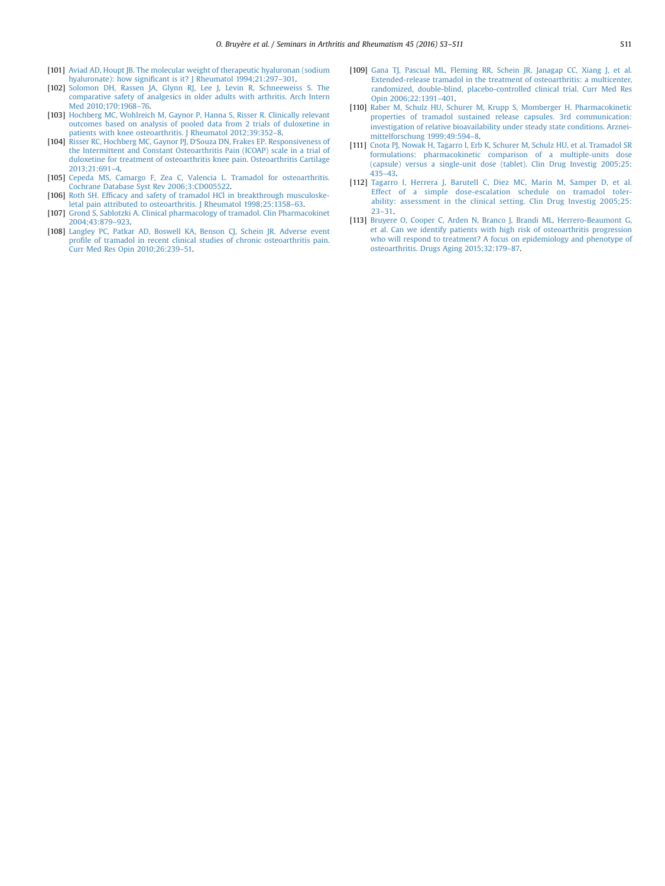[101] Aviad AD, Houpt JB. The molecular weight of therapeutic hyaluronan (sodium hyaluronate): how significant is it? J Rheumatol 1994;21:297–301.

[102] Solomon DH, Rassen JA, Glynn RJ, Lee J, Levin R, Schneeweiss S. The comparative safety of analgesics in older adults with arthritis. Arch Intern Med 2010;170:1968–76.

[103] Hochberg MC, Wohlreich M, Gaynor P, Hanna S, Risser R. Clinically relevant outcomes based on analysis of pooled data from 2 trials of duloxetine in patients with knee osteoarthritis. J Rheumatol 2012;39:352–8.

[104] Risser RC, Hochberg MC, Gaynor PJ, D'Souza DN, Frakes EP. Responsiveness of the Intermittent and Constant Osteoarthritis Pain (ICOAP) scale in a trial of duloxetine for treatment of osteoarthritis knee pain. Osteoarthritis Cartilage 2013;21:691–4.

[105] Cepeda MS, Camargo F, Zea C, Valencia L. Tramadol for osteoarthritis. Cochrane Database Syst Rev 2006;3:CD005522.

[106] Roth SH. Efficacy and safety of tramadol HCl in breakthrough musculoskeletal pain attributed to osteoarthritis. J Rheumatol 1998;25:1358–63.

[107] Grond S, Sablotzki A. Clinical pharmacology of tramadol. Clin Pharmacokinet 2004;43:879–923.

[108] Langley PC, Patkar AD, Boswell KA, Benson CJ, Schein JR. Adverse event profile of tramadol in recent clinical studies of chronic osteoarthritis pain. Curr Med Res Opin 2010;26:239–51.

[109] Gana TJ, Pascual ML, Fleming RR, Schein JR, Janagap CC, Xiang J, et al. Extended-release tramadol in the treatment of osteoarthritis: a multicenter, randomized, double-blind, placebo-controlled clinical trial. Curr Med Res Opin 2006;22:1391–401.

[110] Raber M, Schulz HU, Schurer M, Krupp S, Momberger H. Pharmacokinetic properties of tramadol sustained release capsules. 3rd communication: investigation of relative bioavailability under steady state conditions. Arzneimittelforschung 1999;49:594–8.

[111] Cnota PJ, Nowak H, Tagarro I, Erb K, Schurer M, Schulz HU, et al. Tramadol SR formulations: pharmacokinetic comparison of a multiple-units dose (capsule) versus a single-unit dose (tablet). Clin Drug Investig 2005;25:435–43.

[112] Tagarro I, Herrera J, Barutell C, Diez MC, Marin M, Samper D, et al. Effect of a simple dose-escalation schedule on tramadol tolerability: assessment in the clinical setting. Clin Drug Investig 2005;25:23–31.

[113] Bruyere O, Cooper C, Arden N, Branco J, Brandi ML, Herrero-Beaumont G, et al. Can we identify patients with high risk of osteoarthritis progression who will respond to treatment? A focus on epidemiology and phenotype of osteoarthritis. Drugs Aging 2015;32:179–87.